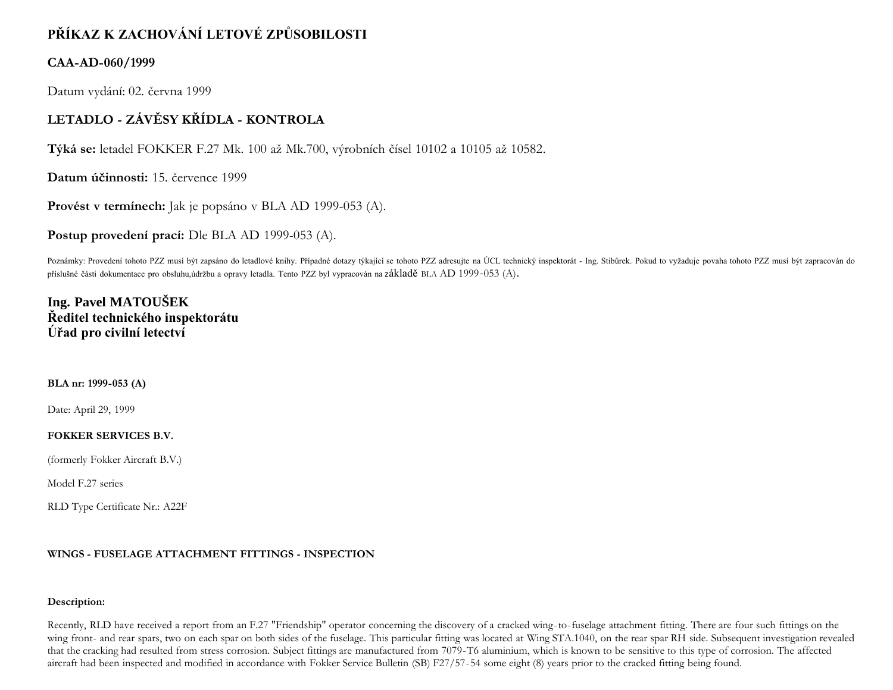## PŘÍKAZ K ZACHOVÁNÍ LETOVÉ ZPŮSOBILOSTI

### CAA-AD-060/1999

Datum vydání: 02. června 1999

## LETADLO - ZÁVĚSY KŘÍDLA - KONTROLA

**Týká se:** letadel FOKKER F.27 Mk. 100 až Mk.700, výrobních čísel 10102 a 10105 až 10582.

**Datum účinnosti:** 15. července 1999

**Provést v termínech:** Jak je popsáno v BLA AD 1999-053 (A).

**Postup provedení prací:** Dle BLA AD 1999-053 (A).

Poznámky: Provedení tohoto PZZ musí být zapsáno do letadlové knihy. Případné dotazy týkající se tohoto PZZ adresujte na ÚCL technický inspektorát - Ing. Stibůrek. Pokud to vyžaduje povaha tohoto PZZ musí být zapracován do příslušné části dokumentace pro obsluhu,údržbu a opravy letadla. Tento PZZ byl vypracován na základě BLA AD 1999-053 (A).

**Ing. Pavel MATOUŠEK**
**Ředitel technického inspektorátu**
**Úřad pro civilní letectví**

**BLA nr: 1999-053 (A)**

Date: April 29, 1999

**FOKKER SERVICES B.V.**

(formerly Fokker Aircraft B.V.)

Model F.27 series

RLD Type Certificate Nr.: A22F

**WINGS - FUSELAGE ATTACHMENT FITTINGS - INSPECTION**

**Description:**

Recently, RLD have received a report from an F.27 "Friendship" operator concerning the discovery of a cracked wing-to-fuselage attachment fitting. There are four such fittings on the wing front- and rear spars, two on each spar on both sides of the fuselage. This particular fitting was located at Wing STA.1040, on the rear spar RH side. Subsequent investigation revealed that the cracking had resulted from stress corrosion. Subject fittings are manufactured from 7079-T6 aluminium, which is known to be sensitive to this type of corrosion. The affected aircraft had been inspected and modified in accordance with Fokker Service Bulletin (SB) F27/57-54 some eight (8) years prior to the cracked fitting being found.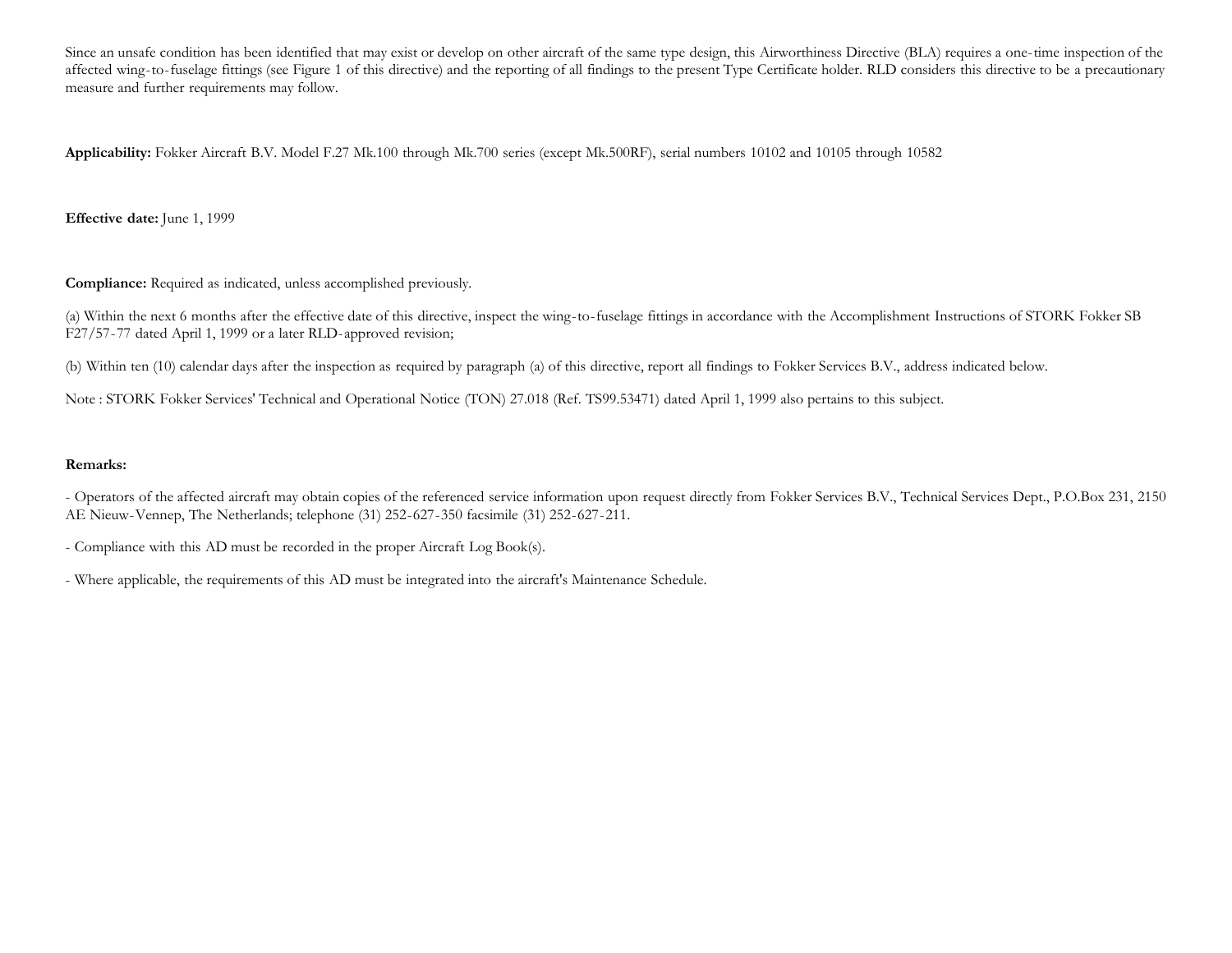Since an unsafe condition has been identified that may exist or develop on other aircraft of the same type design, this Airworthiness Directive (BLA) requires a one-time inspection of the affected wing-to-fuselage fittings (see Figure 1 of this directive) and the reporting of all findings to the present Type Certificate holder. RLD considers this directive to be a precautionary measure and further requirements may follow.

**Applicability:** Fokker Aircraft B.V. Model F.27 Mk.100 through Mk.700 series (except Mk.500RF), serial numbers 10102 and 10105 through 10582

**Effective date:** June 1, 1999

**Compliance:** Required as indicated, unless accomplished previously.

(a) Within the next 6 months after the effective date of this directive, inspect the wing-to-fuselage fittings in accordance with the Accomplishment Instructions of STORK Fokker SB F27/57-77 dated April 1, 1999 or a later RLD-approved revision;

(b) Within ten (10) calendar days after the inspection as required by paragraph (a) of this directive, report all findings to Fokker Services B.V., address indicated below.

Note : STORK Fokker Services' Technical and Operational Notice (TON) 27.018 (Ref. TS99.53471) dated April 1, 1999 also pertains to this subject.

**Remarks:**

- Operators of the affected aircraft may obtain copies of the referenced service information upon request directly from Fokker Services B.V., Technical Services Dept., P.O.Box 231, 2150 AE Nieuw-Vennep, The Netherlands; telephone (31) 252-627-350 facsimile (31) 252-627-211.

- Compliance with this AD must be recorded in the proper Aircraft Log Book(s).

- Where applicable, the requirements of this AD must be integrated into the aircraft's Maintenance Schedule.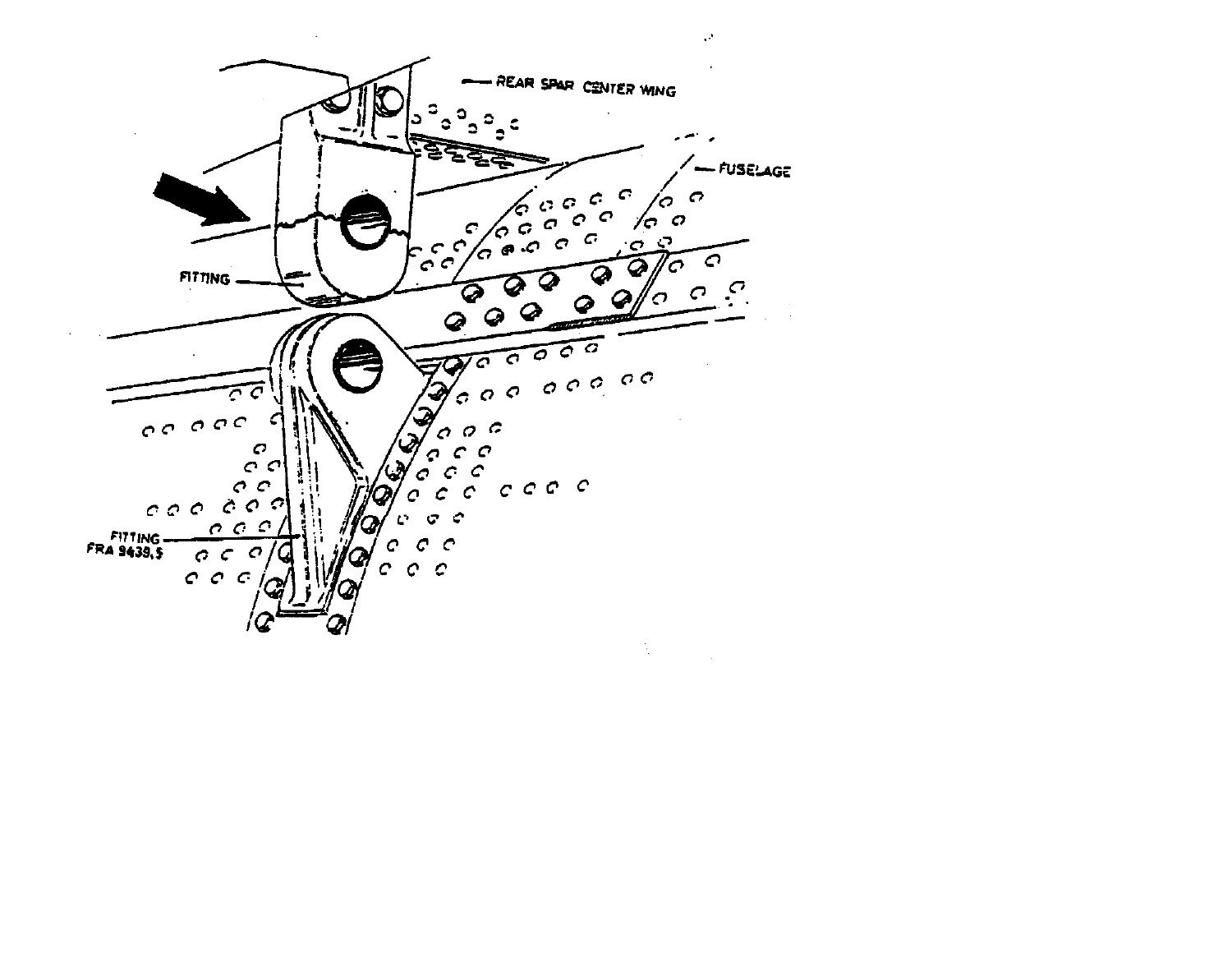REAR SPAR CENTER WING

FUSELAGE

FITTING

FITTING
FRA 9439,5